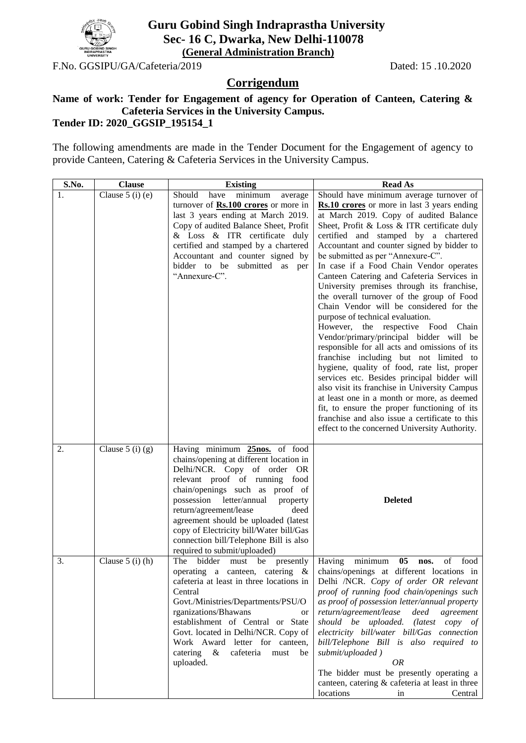# Guru Gobind Singh Indraprastha University
## Sec- 16 C, Dwarka, New Delhi-110078
**(General Administration Branch)**

F.No. GGSIPU/GA/Cafeteria/2019 Dated: 15 .10.2020

## Corrigendum

**Name of work: Tender for Engagement of agency for Operation of Canteen, Catering & Cafeteria Services in the University Campus.**
**Tender ID: 2020_GGSIP_195154_1**

The following amendments are made in the Tender Document for the Engagement of agency to provide Canteen, Catering & Cafeteria Services in the University Campus.

| S.No. | Clause | Existing | Read As |
|---|---|---|---|
| 1. | Clause 5 (i) (e) | Should have minimum average turnover of **Rs.100 crores** or more in last 3 years ending at March 2019. Copy of audited Balance Sheet, Profit & Loss & ITR certificate duly certified and stamped by a chartered Accountant and counter signed by bidder to be submitted as per "Annexure-C". | Should have minimum average turnover of **Rs.10 crores** or more in last 3 years ending at March 2019. Copy of audited Balance Sheet, Profit & Loss & ITR certificate duly certified and stamped by a chartered Accountant and counter signed by bidder to be submitted as per "Annexure-C".<br>In case if a Food Chain Vendor operates Canteen Catering and Cafeteria Services in University premises through its franchise, the overall turnover of the group of Food Chain Vendor will be considered for the purpose of technical evaluation.<br>However, the respective Food Chain Vendor/primary/principal bidder will be responsible for all acts and omissions of its franchise including but not limited to hygiene, quality of food, rate list, proper services etc. Besides principal bidder will also visit its franchise in University Campus at least one in a month or more, as deemed fit, to ensure the proper functioning of its franchise and also issue a certificate to this effect to the concerned University Authority. |
| 2. | Clause 5 (i) (g) | Having minimum **25nos.** of food chains/opening at different location in Delhi/NCR. Copy of order OR relevant proof of running food chain/openings such as proof of possession letter/annual property return/agreement/lease deed agreement should be uploaded (latest copy of Electricity bill/Water bill/Gas connection bill/Telephone Bill is also required to submit/uploaded) | **Deleted** |
| 3. | Clause 5 (i) (h) | The bidder must be presently operating a canteen, catering & cafeteria at least in three locations in Central Govt./Ministries/Departments/PSU/Organizations/Bhawans or establishment of Central or State Govt. located in Delhi/NCR. Copy of Work Award letter for canteen, catering & cafeteria must be uploaded. | Having minimum **05 nos.** of food chains/openings at different locations in Delhi /NCR. *Copy of order OR relevant proof of running food chain/openings such as proof of possession letter/annual property return/agreement/lease deed agreement should be uploaded. (latest copy of electricity bill/water bill/Gas connection bill/Telephone Bill is also required to submit/uploaded )*<br>*OR*<br>The bidder must be presently operating a canteen, catering & cafeteria at least in three locations in Central |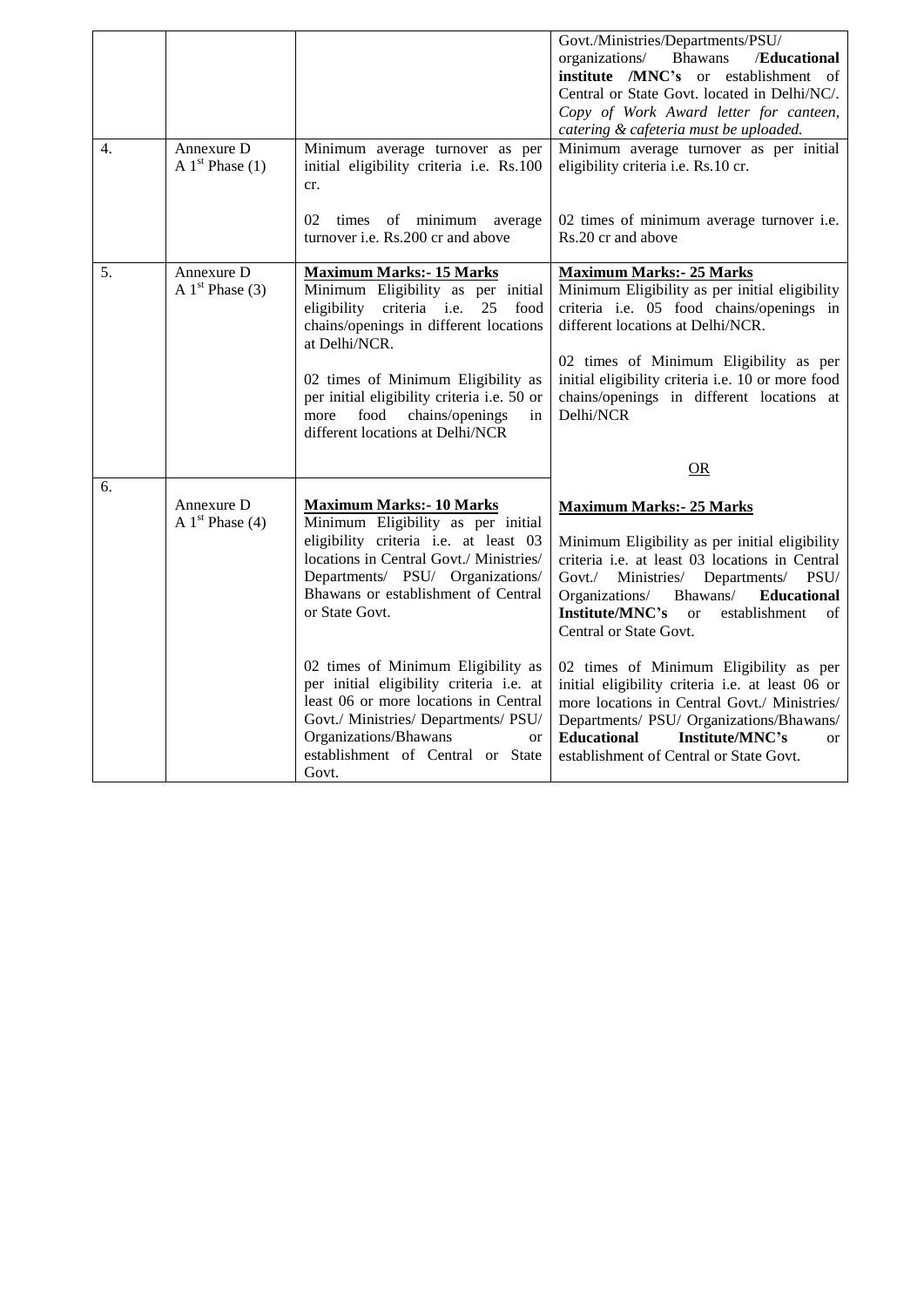| | | | |
|---|---|---|---|
| | | | Govt./Ministries/Departments/PSU/ organizations/ Bhawans /**Educational institute /MNC's** or establishment of Central or State Govt. located in Delhi/NC/. *Copy of Work Award letter for canteen, catering & cafeteria must be uploaded.* |
| 4. | Annexure D A 1st Phase (1) | Minimum average turnover as per initial eligibility criteria i.e. Rs.100 cr.<br><br>02 times of minimum average turnover i.e. Rs.200 cr and above | Minimum average turnover as per initial eligibility criteria i.e. Rs.10 cr.<br><br>02 times of minimum average turnover i.e. Rs.20 cr and above |
| 5. | Annexure D A 1st Phase (3) | **Maximum Marks:- 15 Marks**<br>Minimum Eligibility as per initial eligibility criteria i.e. 25 food chains/openings in different locations at Delhi/NCR.<br><br>02 times of Minimum Eligibility as per initial eligibility criteria i.e. 50 or more food chains/openings in different locations at Delhi/NCR | **Maximum Marks:- 25 Marks**<br>Minimum Eligibility as per initial eligibility criteria i.e. 05 food chains/openings in different locations at Delhi/NCR.<br><br>02 times of Minimum Eligibility as per initial eligibility criteria i.e. 10 or more food chains/openings in different locations at Delhi/NCR<br><br>OR |
| 6. | Annexure D A 1st Phase (4) | **Maximum Marks:- 10 Marks**<br>Minimum Eligibility as per initial eligibility criteria i.e. at least 03 locations in Central Govt./ Ministries/ Departments/ PSU/ Organizations/ Bhawans or establishment of Central or State Govt.<br><br>02 times of Minimum Eligibility as per initial eligibility criteria i.e. at least 06 or more locations in Central Govt./ Ministries/ Departments/ PSU/ Organizations/Bhawans or establishment of Central or State Govt. | **Maximum Marks:- 25 Marks**<br><br>Minimum Eligibility as per initial eligibility criteria i.e. at least 03 locations in Central Govt./ Ministries/ Departments/ PSU/ Organizations/ Bhawans/ **Educational Institute/MNC's** or establishment of Central or State Govt.<br><br>02 times of Minimum Eligibility as per initial eligibility criteria i.e. at least 06 or more locations in Central Govt./ Ministries/ Departments/ PSU/ Organizations/Bhawans/ **Educational Institute/MNC's** or establishment of Central or State Govt. |